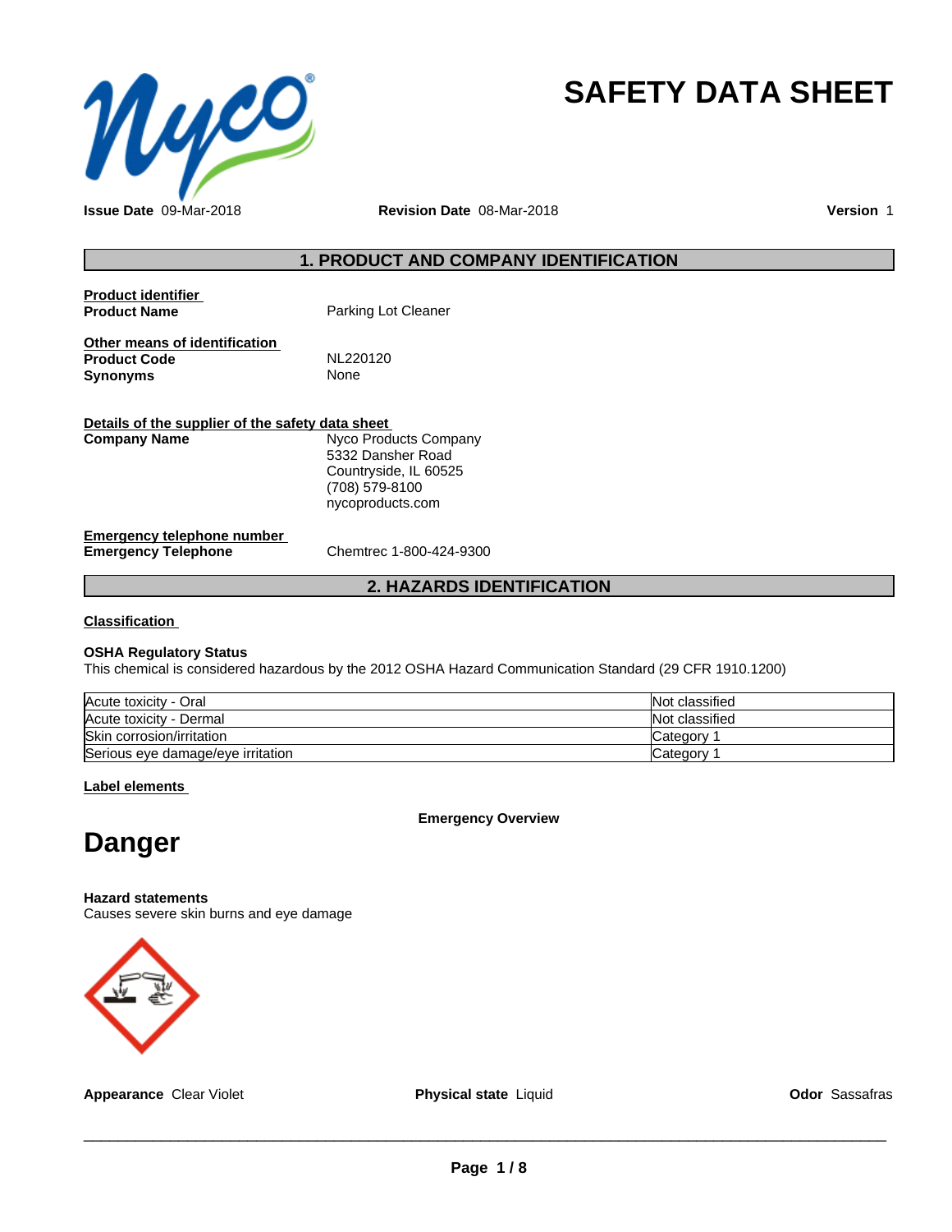# SAFETY DATA SHEET

**Issue Date** 09-Mar-2018 **Revision Date** 08-Mar-2018 **Version** 1

## 1. PRODUCT AND COMPANY IDENTIFICATION

**Product identifier**

**Product Name** Parking Lot Cleaner

**Other means of identification**

**Product Code** NL220120

**Synonyms** None

**Details of the supplier of the safety data sheet**

**Company Name** Nyco Products Company
5332 Dansher Road
Countryside, IL 60525
(708) 579-8100
nycoproducts.com

**Emergency telephone number**

**Emergency Telephone** Chemtrec 1-800-424-9300

## 2. HAZARDS IDENTIFICATION

**Classification**

**OSHA Regulatory Status**

This chemical is considered hazardous by the 2012 OSHA Hazard Communication Standard (29 CFR 1910.1200)

| | |
|---|---|
| Acute toxicity - Oral | Not classified |
| Acute toxicity - Dermal | Not classified |
| Skin corrosion/irritation | Category 1 |
| Serious eye damage/eye irritation | Category 1 |

**Label elements**

**Emergency Overview**

# Danger

**Hazard statements**

Causes severe skin burns and eye damage

**Appearance** Clear Violet **Physical state** Liquid **Odor** Sassafras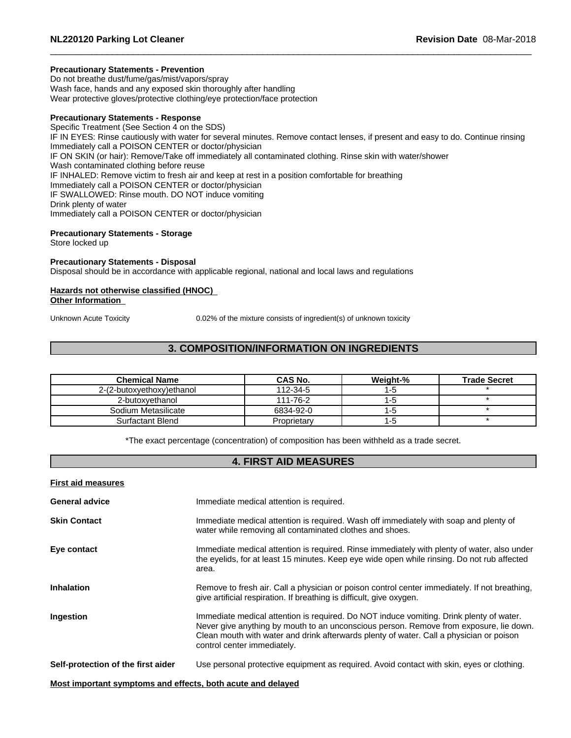**Precautionary Statements - Prevention**
Do not breathe dust/fume/gas/mist/vapors/spray
Wash face, hands and any exposed skin thoroughly after handling
Wear protective gloves/protective clothing/eye protection/face protection

**Precautionary Statements - Response**
Specific Treatment (See Section 4 on the SDS)
IF IN EYES: Rinse cautiously with water for several minutes. Remove contact lenses, if present and easy to do. Continue rinsing
Immediately call a POISON CENTER or doctor/physician
IF ON SKIN (or hair): Remove/Take off immediately all contaminated clothing. Rinse skin with water/shower
Wash contaminated clothing before reuse
IF INHALED: Remove victim to fresh air and keep at rest in a position comfortable for breathing
Immediately call a POISON CENTER or doctor/physician
IF SWALLOWED: Rinse mouth. DO NOT induce vomiting
Drink plenty of water
Immediately call a POISON CENTER or doctor/physician

**Precautionary Statements - Storage**
Store locked up

**Precautionary Statements - Disposal**
Disposal should be in accordance with applicable regional, national and local laws and regulations

**Hazards not otherwise classified (HNOC)**
**Other Information**

Unknown Acute Toxicity 0.02% of the mixture consists of ingredient(s) of unknown toxicity

## 3. COMPOSITION/INFORMATION ON INGREDIENTS

| Chemical Name | CAS No. | Weight-% | Trade Secret |
|---|---|---|---|
| 2-(2-butoxyethoxy)ethanol | 112-34-5 | 1-5 | * |
| 2-butoxyethanol | 111-76-2 | 1-5 | * |
| Sodium Metasilicate | 6834-92-0 | 1-5 | * |
| Surfactant Blend | Proprietary | 1-5 | * |

*The exact percentage (concentration) of composition has been withheld as a trade secret.

## 4. FIRST AID MEASURES

**First aid measures**

**General advice** Immediate medical attention is required.

**Skin Contact** Immediate medical attention is required. Wash off immediately with soap and plenty of water while removing all contaminated clothes and shoes.

**Eye contact** Immediate medical attention is required. Rinse immediately with plenty of water, also under the eyelids, for at least 15 minutes. Keep eye wide open while rinsing. Do not rub affected area.

**Inhalation** Remove to fresh air. Call a physician or poison control center immediately. If not breathing, give artificial respiration. If breathing is difficult, give oxygen.

**Ingestion** Immediate medical attention is required. Do NOT induce vomiting. Drink plenty of water. Never give anything by mouth to an unconscious person. Remove from exposure, lie down. Clean mouth with water and drink afterwards plenty of water. Call a physician or poison control center immediately.

**Self-protection of the first aider** Use personal protective equipment as required. Avoid contact with skin, eyes or clothing.

**Most important symptoms and effects, both acute and delayed**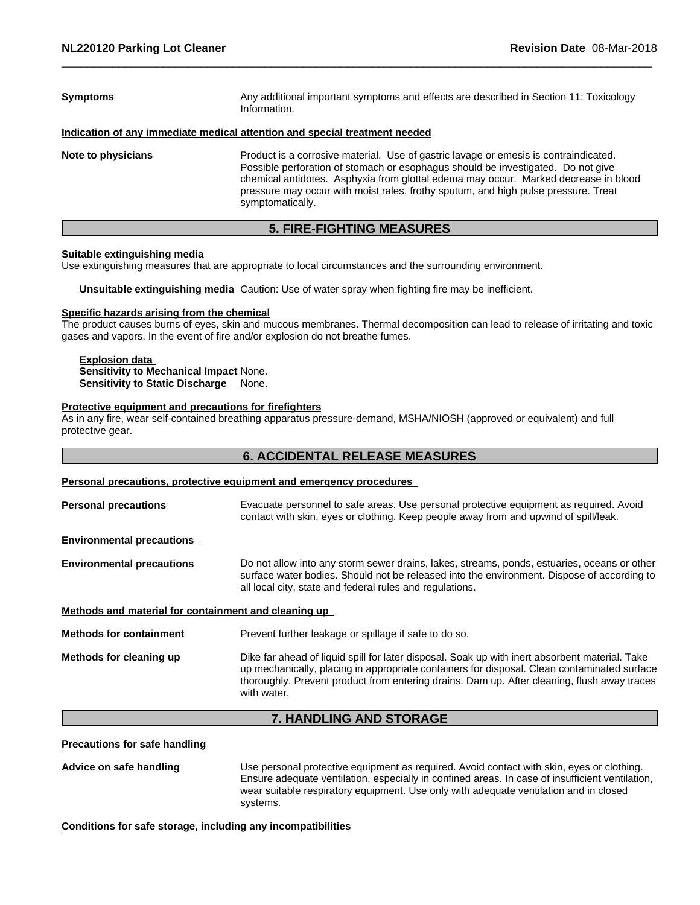**Symptoms** Any additional important symptoms and effects are described in Section 11: Toxicology Information.

**Indication of any immediate medical attention and special treatment needed**

**Note to physicians** Product is a corrosive material. Use of gastric lavage or emesis is contraindicated. Possible perforation of stomach or esophagus should be investigated. Do not give chemical antidotes. Asphyxia from glottal edema may occur. Marked decrease in blood pressure may occur with moist rales, frothy sputum, and high pulse pressure. Treat symptomatically.

## 5. FIRE-FIGHTING MEASURES

**Suitable extinguishing media**

Use extinguishing measures that are appropriate to local circumstances and the surrounding environment.

**Unsuitable extinguishing media** Caution: Use of water spray when fighting fire may be inefficient.

**Specific hazards arising from the chemical**

The product causes burns of eyes, skin and mucous membranes. Thermal decomposition can lead to release of irritating and toxic gases and vapors. In the event of fire and/or explosion do not breathe fumes.

**Explosion data**

**Sensitivity to Mechanical Impact** None.

**Sensitivity to Static Discharge** None.

**Protective equipment and precautions for firefighters**

As in any fire, wear self-contained breathing apparatus pressure-demand, MSHA/NIOSH (approved or equivalent) and full protective gear.

## 6. ACCIDENTAL RELEASE MEASURES

**Personal precautions, protective equipment and emergency procedures**

**Personal precautions** Evacuate personnel to safe areas. Use personal protective equipment as required. Avoid contact with skin, eyes or clothing. Keep people away from and upwind of spill/leak.

**Environmental precautions**

**Environmental precautions** Do not allow into any storm sewer drains, lakes, streams, ponds, estuaries, oceans or other surface water bodies. Should not be released into the environment. Dispose of according to all local city, state and federal rules and regulations.

**Methods and material for containment and cleaning up**

**Methods for containment** Prevent further leakage or spillage if safe to do so.

**Methods for cleaning up** Dike far ahead of liquid spill for later disposal. Soak up with inert absorbent material. Take up mechanically, placing in appropriate containers for disposal. Clean contaminated surface thoroughly. Prevent product from entering drains. Dam up. After cleaning, flush away traces with water.

## 7. HANDLING AND STORAGE

**Precautions for safe handling**

**Advice on safe handling** Use personal protective equipment as required. Avoid contact with skin, eyes or clothing. Ensure adequate ventilation, especially in confined areas. In case of insufficient ventilation, wear suitable respiratory equipment. Use only with adequate ventilation and in closed systems.

**Conditions for safe storage, including any incompatibilities**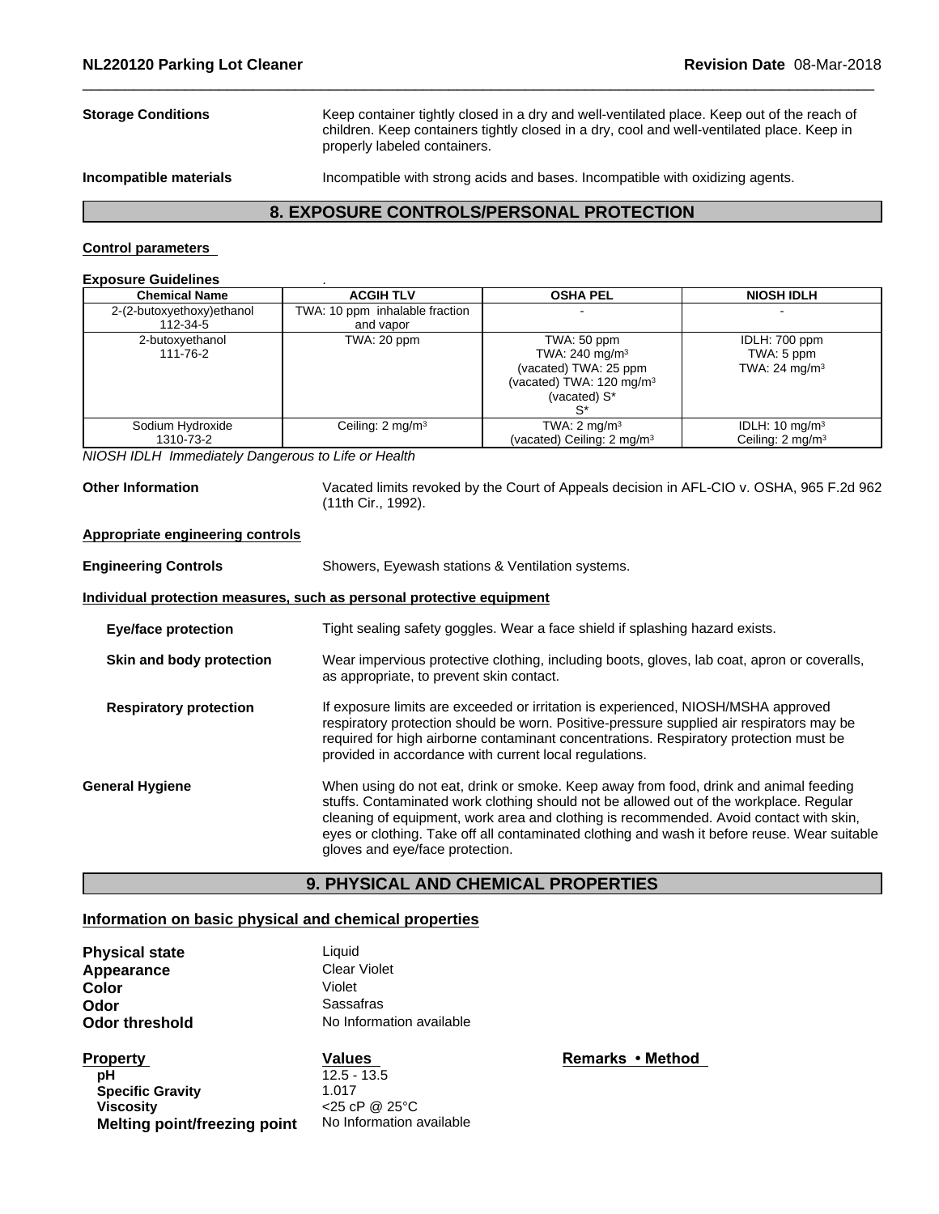**Storage Conditions** Keep container tightly closed in a dry and well-ventilated place. Keep out of the reach of children. Keep containers tightly closed in a dry, cool and well-ventilated place. Keep in properly labeled containers.

**Incompatible materials** Incompatible with strong acids and bases. Incompatible with oxidizing agents.

## 8. EXPOSURE CONTROLS/PERSONAL PROTECTION

**Control parameters**

**Exposure Guidelines** .

| Chemical Name | ACGIH TLV | OSHA PEL | NIOSH IDLH |
|---|---|---|---|
| 2-(2-butoxyethoxy)ethanol<br>112-34-5 | TWA: 10 ppm inhalable fraction and vapor | - | - |
| 2-butoxyethanol<br>111-76-2 | TWA: 20 ppm | TWA: 50 ppm<br>TWA: 240 mg/m³<br>(vacated) TWA: 25 ppm<br>(vacated) TWA: 120 mg/m³<br>(vacated) S*<br>S* | IDLH: 700 ppm<br>TWA: 5 ppm<br>TWA: 24 mg/m³ |
| Sodium Hydroxide<br>1310-73-2 | Ceiling: 2 mg/m³ | TWA: 2 mg/m³<br>(vacated) Ceiling: 2 mg/m³ | IDLH: 10 mg/m³<br>Ceiling: 2 mg/m³ |

*NIOSH IDLH Immediately Dangerous to Life or Health*

**Other Information** Vacated limits revoked by the Court of Appeals decision in AFL-CIO v. OSHA, 965 F.2d 962 (11th Cir., 1992).

**Appropriate engineering controls**

**Engineering Controls** Showers, Eyewash stations & Ventilation systems.

**Individual protection measures, such as personal protective equipment**

**Eye/face protection** Tight sealing safety goggles. Wear a face shield if splashing hazard exists.

**Skin and body protection** Wear impervious protective clothing, including boots, gloves, lab coat, apron or coveralls, as appropriate, to prevent skin contact.

**Respiratory protection** If exposure limits are exceeded or irritation is experienced, NIOSH/MSHA approved respiratory protection should be worn. Positive-pressure supplied air respirators may be required for high airborne contaminant concentrations. Respiratory protection must be provided in accordance with current local regulations.

**General Hygiene** When using do not eat, drink or smoke. Keep away from food, drink and animal feeding stuffs. Contaminated work clothing should not be allowed out of the workplace. Regular cleaning of equipment, work area and clothing is recommended. Avoid contact with skin, eyes or clothing. Take off all contaminated clothing and wash it before reuse. Wear suitable gloves and eye/face protection.

## 9. PHYSICAL AND CHEMICAL PROPERTIES

**Information on basic physical and chemical properties**

**Physical state** Liquid
**Appearance** Clear Violet
**Color** Violet
**Odor** Sassafras
**Odor threshold** No Information available

| Property | Values | Remarks • Method |
|---|---|---|
| pH | 12.5 - 13.5 | |
| Specific Gravity | 1.017 | |
| Viscosity | <25 cP @ 25°C | |
| Melting point/freezing point | No Information available | |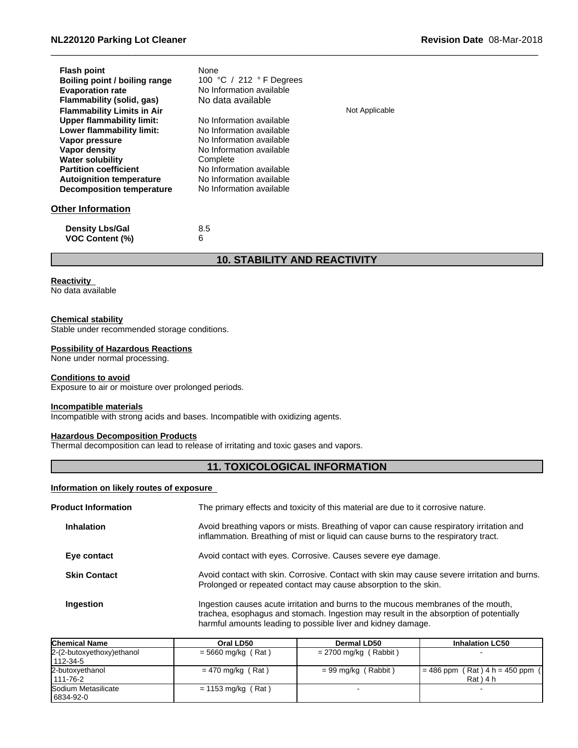| | |
|---|---|
| **Flash point** | None |
| **Boiling point / boiling range** | 100 °C / 212 ° F Degrees |
| **Evaporation rate** | No Information available |
| **Flammability (solid, gas)** | No data available |
| **Flammability Limits in Air** | Not Applicable |
| **Upper flammability limit:** | No Information available |
| **Lower flammability limit:** | No Information available |
| **Vapor pressure** | No Information available |
| **Vapor density** | No Information available |
| **Water solubility** | Complete |
| **Partition coefficient** | No Information available |
| **Autoignition temperature** | No Information available |
| **Decomposition temperature** | No Information available |

## Other Information

| | |
|---|---|
| **Density Lbs/Gal** | 8.5 |
| **VOC Content (%)** | 6 |

## 10. STABILITY AND REACTIVITY

**Reactivity**
No data available

**Chemical stability**
Stable under recommended storage conditions.

**Possibility of Hazardous Reactions**
None under normal processing.

**Conditions to avoid**
Exposure to air or moisture over prolonged periods.

**Incompatible materials**
Incompatible with strong acids and bases. Incompatible with oxidizing agents.

**Hazardous Decomposition Products**
Thermal decomposition can lead to release of irritating and toxic gases and vapors.

## 11. TOXICOLOGICAL INFORMATION

**Information on likely routes of exposure**

**Product Information** The primary effects and toxicity of this material are due to it corrosive nature.

**Inhalation** Avoid breathing vapors or mists. Breathing of vapor can cause respiratory irritation and inflammation. Breathing of mist or liquid can cause burns to the respiratory tract.

**Eye contact** Avoid contact with eyes. Corrosive. Causes severe eye damage.

**Skin Contact** Avoid contact with skin. Corrosive. Contact with skin may cause severe irritation and burns. Prolonged or repeated contact may cause absorption to the skin.

**Ingestion** Ingestion causes acute irritation and burns to the mucous membranes of the mouth, trachea, esophagus and stomach. Ingestion may result in the absorption of potentially harmful amounts leading to possible liver and kidney damage.

| Chemical Name | Oral LD50 | Dermal LD50 | Inhalation LC50 |
|---|---|---|---|
| 2-(2-butoxyethoxy)ethanol 112-34-5 | = 5660 mg/kg ( Rat ) | = 2700 mg/kg ( Rabbit ) | - |
| 2-butoxyethanol 111-76-2 | = 470 mg/kg ( Rat ) | = 99 mg/kg ( Rabbit ) | = 486 ppm ( Rat ) 4 h = 450 ppm ( Rat ) 4 h |
| Sodium Metasilicate 6834-92-0 | = 1153 mg/kg ( Rat ) | - | - |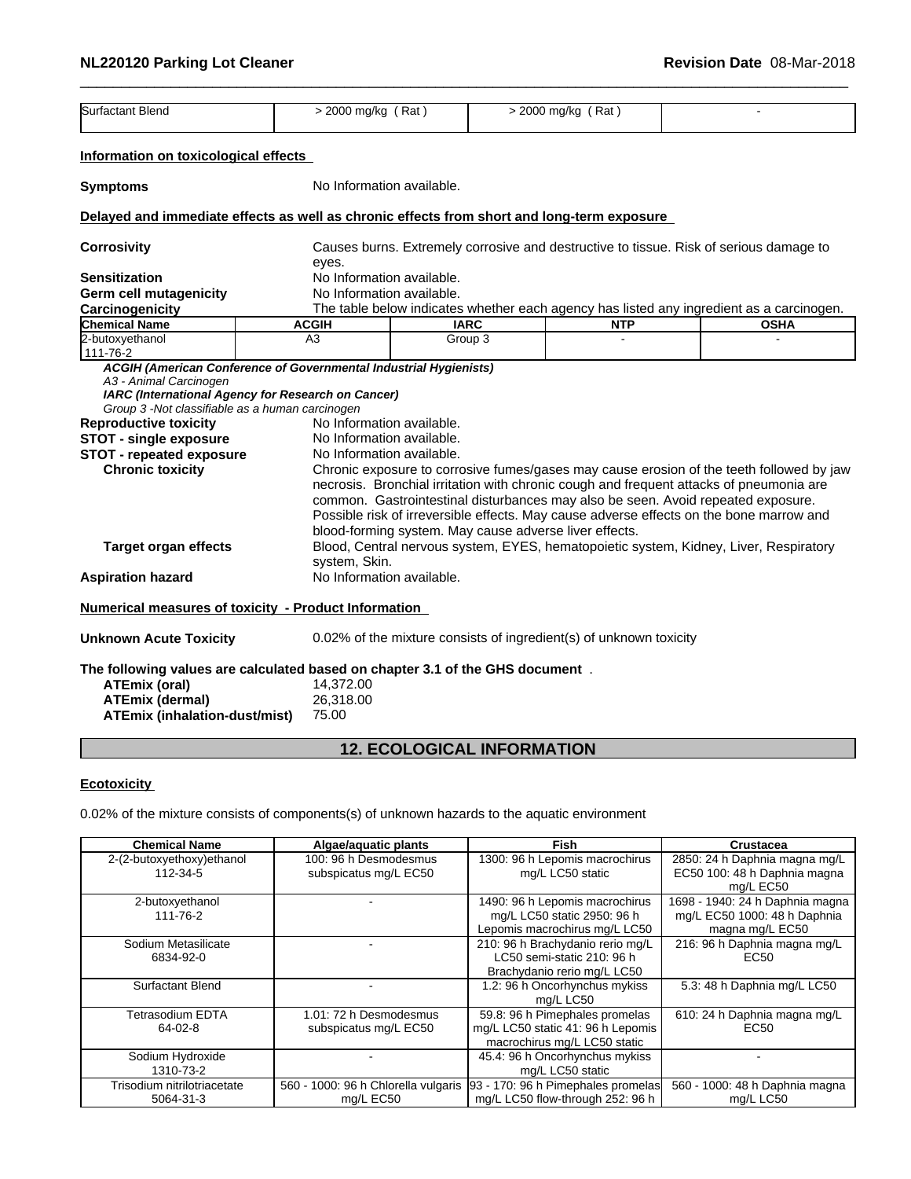| Surfactant Blend | > 2000 mg/kg ( Rat ) | > 2000 mg/kg ( Rat ) | - |
|---|---|---|---|

**Information on toxicological effects**

**Symptoms** No Information available.

**Delayed and immediate effects as well as chronic effects from short and long-term exposure**

**Corrosivity** Causes burns. Extremely corrosive and destructive to tissue. Risk of serious damage to eyes.

**Sensitization** No Information available.

**Germ cell mutagenicity** No Information available.

**Carcinogenicity** The table below indicates whether each agency has listed any ingredient as a carcinogen.

| Chemical Name | ACGIH | IARC | NTP | OSHA |
|---|---|---|---|---|
| 2-butoxyethanol<br>111-76-2 | A3 | Group 3 | - | - |

*ACGIH (American Conference of Governmental Industrial Hygienists)*
*A3 - Animal Carcinogen*
*IARC (International Agency for Research on Cancer)*
*Group 3 -Not classifiable as a human carcinogen*

**Reproductive toxicity** No Information available.

**STOT - single exposure** No Information available.

**STOT - repeated exposure** No Information available.

**Chronic toxicity** Chronic exposure to corrosive fumes/gases may cause erosion of the teeth followed by jaw necrosis. Bronchial irritation with chronic cough and frequent attacks of pneumonia are common. Gastrointestinal disturbances may also be seen. Avoid repeated exposure. Possible risk of irreversible effects. May cause adverse effects on the bone marrow and blood-forming system. May cause adverse liver effects.

**Target organ effects** Blood, Central nervous system, EYES, hematopoietic system, Kidney, Liver, Respiratory system, Skin.

**Aspiration hazard** No Information available.

**Numerical measures of toxicity - Product Information**

**Unknown Acute Toxicity** 0.02% of the mixture consists of ingredient(s) of unknown toxicity

**The following values are calculated based on chapter 3.1 of the GHS document** .

**ATEmix (oral)** 14,372.00
**ATEmix (dermal)** 26,318.00
**ATEmix (inhalation-dust/mist)** 75.00

## 12. ECOLOGICAL INFORMATION

**Ecotoxicity**

0.02% of the mixture consists of components(s) of unknown hazards to the aquatic environment

| Chemical Name | Algae/aquatic plants | Fish | Crustacea |
|---|---|---|---|
| 2-(2-butoxyethoxy)ethanol<br>112-34-5 | 100: 96 h Desmodesmus subspicatus mg/L EC50 | 1300: 96 h Lepomis macrochirus mg/L LC50 static | 2850: 24 h Daphnia magna mg/L EC50 100: 48 h Daphnia magna mg/L EC50 |
| 2-butoxyethanol<br>111-76-2 | - | 1490: 96 h Lepomis macrochirus mg/L LC50 static 2950: 96 h Lepomis macrochirus mg/L LC50 | 1698 - 1940: 24 h Daphnia magna mg/L EC50 1000: 48 h Daphnia magna mg/L EC50 |
| Sodium Metasilicate<br>6834-92-0 | - | 210: 96 h Brachydanio rerio mg/L LC50 semi-static 210: 96 h Brachydanio rerio mg/L LC50 | 216: 96 h Daphnia magna mg/L EC50 |
| Surfactant Blend | - | 1.2: 96 h Oncorhynchus mykiss mg/L LC50 | 5.3: 48 h Daphnia mg/L LC50 |
| Tetrasodium EDTA<br>64-02-8 | 1.01: 72 h Desmodesmus subspicatus mg/L EC50 | 59.8: 96 h Pimephales promelas mg/L LC50 static 41: 96 h Lepomis macrochirus mg/L LC50 static | 610: 24 h Daphnia magna mg/L EC50 |
| Sodium Hydroxide<br>1310-73-2 | - | 45.4: 96 h Oncorhynchus mykiss mg/L LC50 static | - |
| Trisodium nitrilotriacetate<br>5064-31-3 | 560 - 1000: 96 h Chlorella vulgaris mg/L EC50 | 93 - 170: 96 h Pimephales promelas mg/L LC50 flow-through 252: 96 h | 560 - 1000: 48 h Daphnia magna mg/L LC50 |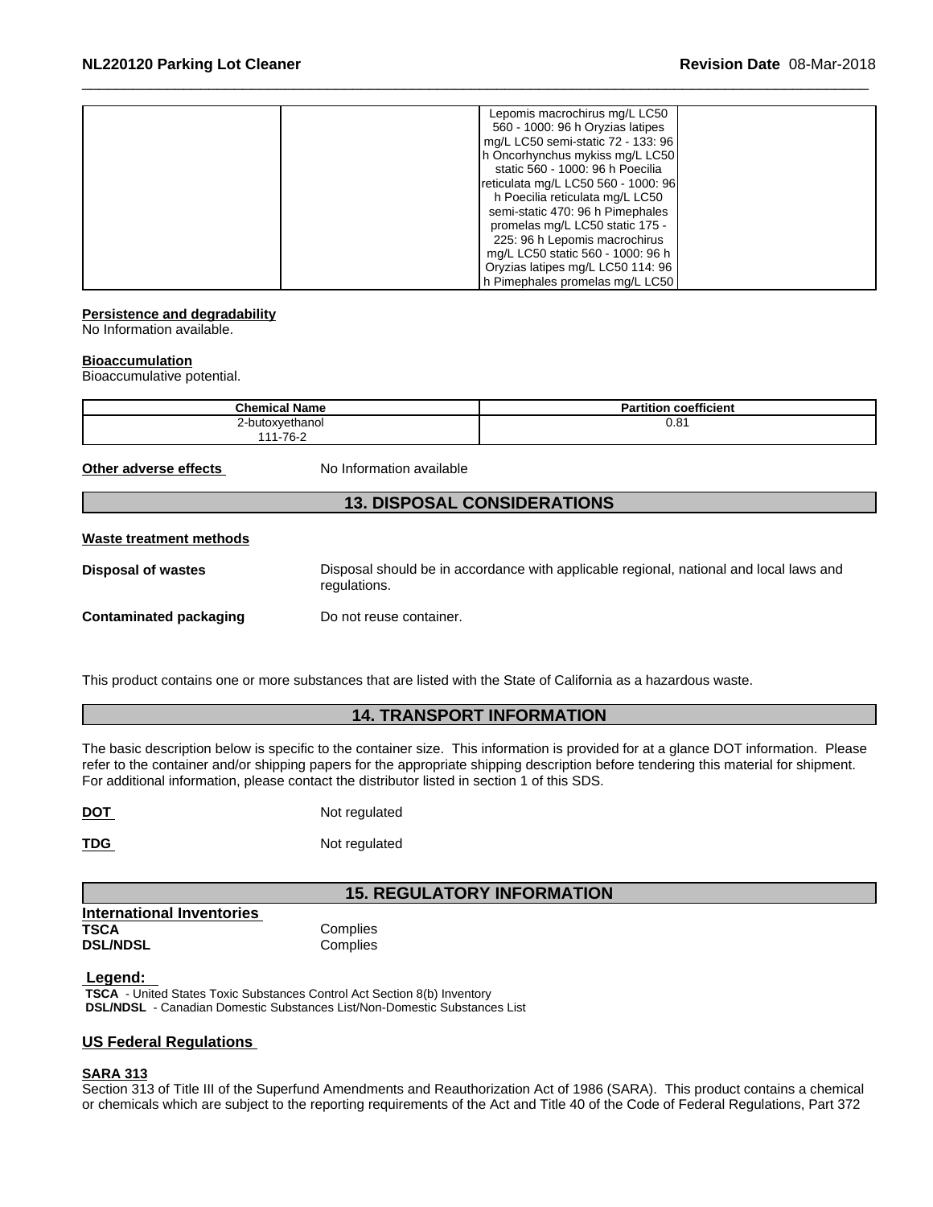| | | Lepomis macrochirus mg/L LC50 560 - 1000: 96 h Oryzias latipes mg/L LC50 semi-static 72 - 133: 96 h Oncorhynchus mykiss mg/L LC50 static 560 - 1000: 96 h Poecilia reticulata mg/L LC50 560 - 1000: 96 h Poecilia reticulata mg/L LC50 semi-static 470: 96 h Pimephales promelas mg/L LC50 static 175 - 225: 96 h Lepomis macrochirus mg/L LC50 static 560 - 1000: 96 h Oryzias latipes mg/L LC50 114: 96 h Pimephales promelas mg/L LC50 | |
|---|---|---|---|

**Persistence and degradability**

No Information available.

**Bioaccumulation**

Bioaccumulative potential.

| Chemical Name | Partition coefficient |
|---|---|
| 2-butoxyethanol<br>111-76-2 | 0.81 |

**Other adverse effects** No Information available

## 13. DISPOSAL CONSIDERATIONS

**Waste treatment methods**

**Disposal of wastes** Disposal should be in accordance with applicable regional, national and local laws and regulations.

**Contaminated packaging** Do not reuse container.

This product contains one or more substances that are listed with the State of California as a hazardous waste.

## 14. TRANSPORT INFORMATION

The basic description below is specific to the container size. This information is provided for at a glance DOT information. Please refer to the container and/or shipping papers for the appropriate shipping description before tendering this material for shipment. For additional information, please contact the distributor listed in section 1 of this SDS.

**DOT** Not regulated

**TDG** Not regulated

## 15. REGULATORY INFORMATION

**International Inventories**

**TSCA** Complies
**DSL/NDSL** Complies

**Legend:**

**TSCA** - United States Toxic Substances Control Act Section 8(b) Inventory
**DSL/NDSL** - Canadian Domestic Substances List/Non-Domestic Substances List

**US Federal Regulations**

**SARA 313**

Section 313 of Title III of the Superfund Amendments and Reauthorization Act of 1986 (SARA). This product contains a chemical or chemicals which are subject to the reporting requirements of the Act and Title 40 of the Code of Federal Regulations, Part 372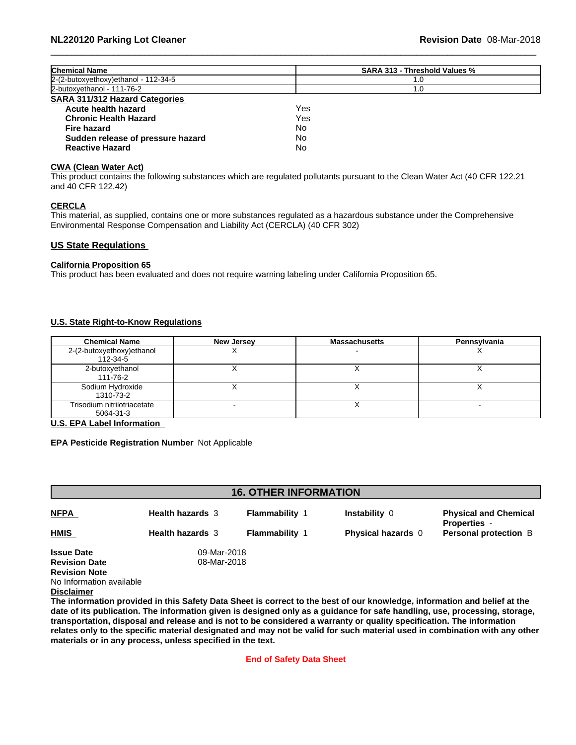| Chemical Name | SARA 313 - Threshold Values % |
| --- | --- |
| 2-(2-butoxyethoxy)ethanol - 112-34-5 | 1.0 |
| 2-butoxyethanol - 111-76-2 | 1.0 |

**SARA 311/312 Hazard Categories**

| | |
| --- | --- |
| **Acute health hazard** | Yes |
| **Chronic Health Hazard** | Yes |
| **Fire hazard** | No |
| **Sudden release of pressure hazard** | No |
| **Reactive Hazard** | No |

**CWA (Clean Water Act)**

This product contains the following substances which are regulated pollutants pursuant to the Clean Water Act (40 CFR 122.21 and 40 CFR 122.42)

**CERCLA**

This material, as supplied, contains one or more substances regulated as a hazardous substance under the Comprehensive Environmental Response Compensation and Liability Act (CERCLA) (40 CFR 302)

## US State Regulations

**California Proposition 65**

This product has been evaluated and does not require warning labeling under California Proposition 65.

**U.S. State Right-to-Know Regulations**

| Chemical Name | New Jersey | Massachusetts | Pennsylvania |
| --- | --- | --- | --- |
| 2-(2-butoxyethoxy)ethanol 112-34-5 | X | - | X |
| 2-butoxyethanol 111-76-2 | X | X | X |
| Sodium Hydroxide 1310-73-2 | X | X | X |
| Trisodium nitrilotriacetate 5064-31-3 | - | X | - |

**U.S. EPA Label Information**

**EPA Pesticide Registration Number** Not Applicable

## 16. OTHER INFORMATION

| | | | | |
| --- | --- | --- | --- | --- |
| **NFPA** | **Health hazards** 3 | **Flammability** 1 | **Instability** 0 | **Physical and Chemical Properties** - |
| **HMIS** | **Health hazards** 3 | **Flammability** 1 | **Physical hazards** 0 | **Personal protection** B |

**Issue Date** 09-Mar-2018
**Revision Date** 08-Mar-2018
**Revision Note**
No Information available

**Disclaimer**

**The information provided in this Safety Data Sheet is correct to the best of our knowledge, information and belief at the date of its publication. The information given is designed only as a guidance for safe handling, use, processing, storage, transportation, disposal and release and is not to be considered a warranty or quality specification. The information relates only to the specific material designated and may not be valid for such material used in combination with any other materials or in any process, unless specified in the text.**

**End of Safety Data Sheet**